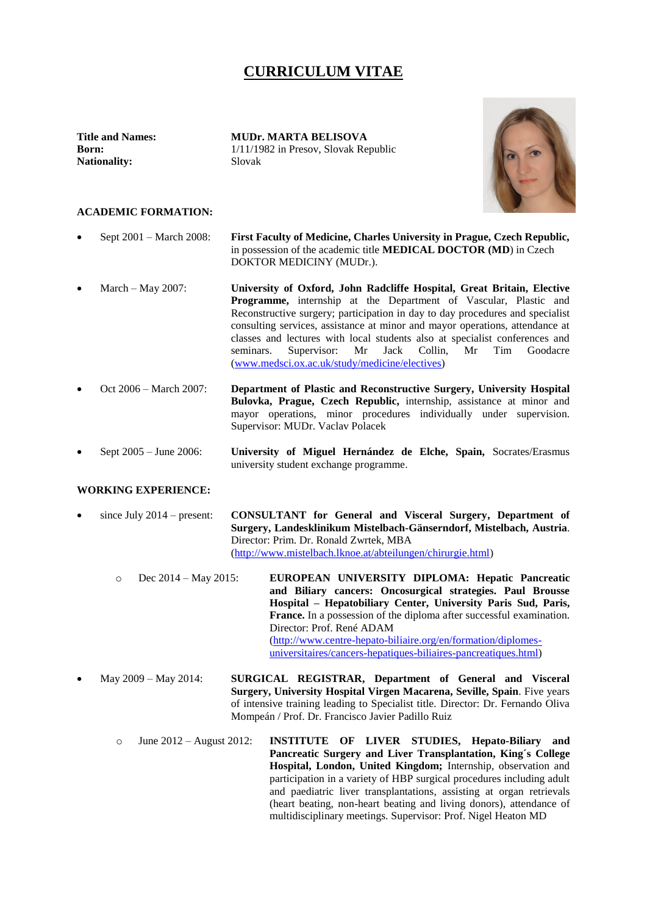# CURRICULUM VITAE

**Title and Names:** MUDr. MARTA BELISOVA
**Born:** 1/11/1982 in Presov, Slovak Republic
**Nationality:** Slovak

## ACADEMIC FORMATION:

- Sept 2001 – March 2008: **First Faculty of Medicine, Charles University in Prague, Czech Republic,** in possession of the academic title **MEDICAL DOCTOR (MD)** in Czech DOKTOR MEDICINY (MUDr.).

- March – May 2007: **University of Oxford, John Radcliffe Hospital, Great Britain, Elective Programme,** internship at the Department of Vascular, Plastic and Reconstructive surgery; participation in day to day procedures and specialist consulting services, assistance at minor and mayor operations, attendance at classes and lectures with local students also at specialist conferences and seminars. Supervisor: Mr Jack Collin, Mr Tim Goodacre ([www.medsci.ox.ac.uk/study/medicine/electives](www.medsci.ox.ac.uk/study/medicine/electives))

- Oct 2006 – March 2007: **Department of Plastic and Reconstructive Surgery, University Hospital Bulovka, Prague, Czech Republic,** internship, assistance at minor and mayor operations, minor procedures individually under supervision. Supervisor: MUDr. Vaclav Polacek

- Sept 2005 – June 2006: **University of Miguel Hernández de Elche, Spain,** Socrates/Erasmus university student exchange programme.

## WORKING EXPERIENCE:

- since July 2014 – present: **CONSULTANT for General and Visceral Surgery, Department of Surgery, Landesklinikum Mistelbach-Gänserndorf, Mistelbach, Austria**. Director: Prim. Dr. Ronald Zwrtek, MBA ([http://www.mistelbach.lknoe.at/abteilungen/chirurgie.html](http://www.mistelbach.lknoe.at/abteilungen/chirurgie.html))
  - Dec 2014 – May 2015: **EUROPEAN UNIVERSITY DIPLOMA: Hepatic Pancreatic and Biliary cancers: Oncosurgical strategies. Paul Brousse Hospital – Hepatobiliary Center, University Paris Sud, Paris, France.** In a possession of the diploma after successful examination. Director: Prof. René ADAM ([http://www.centre-hepato-biliaire.org/en/formation/diplomes-universitaires/cancers-hepatiques-biliaires-pancreatiques.html](http://www.centre-hepato-biliaire.org/en/formation/diplomes-universitaires/cancers-hepatiques-biliaires-pancreatiques.html))

- May 2009 – May 2014: **SURGICAL REGISTRAR, Department of General and Visceral Surgery, University Hospital Virgen Macarena, Seville, Spain**. Five years of intensive training leading to Specialist title. Director: Dr. Fernando Oliva Mompeán / Prof. Dr. Francisco Javier Padillo Ruiz
  - June 2012 – August 2012: **INSTITUTE OF LIVER STUDIES, Hepato-Biliary and Pancreatic Surgery and Liver Transplantation, King´s College Hospital, London, United Kingdom;** Internship, observation and participation in a variety of HBP surgical procedures including adult and paediatric liver transplantations, assisting at organ retrievals (heart beating, non-heart beating and living donors), attendance of multidisciplinary meetings. Supervisor: Prof. Nigel Heaton MD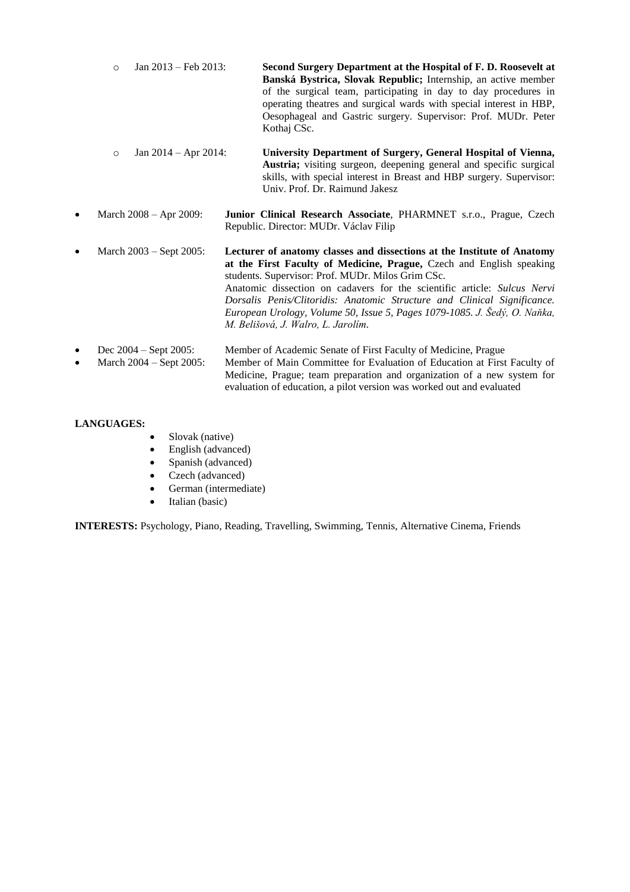- Jan 2013 – Feb 2013: **Second Surgery Department at the Hospital of F. D. Roosevelt at Banská Bystrica, Slovak Republic;** Internship, an active member of the surgical team, participating in day to day procedures in operating theatres and surgical wards with special interest in HBP, Oesophageal and Gastric surgery. Supervisor: Prof. MUDr. Peter Kothaj CSc.
- Jan 2014 – Apr 2014: **University Department of Surgery, General Hospital of Vienna, Austria;** visiting surgeon, deepening general and specific surgical skills, with special interest in Breast and HBP surgery. Supervisor: Univ. Prof. Dr. Raimund Jakesz

- March 2008 – Apr 2009: **Junior Clinical Research Associate**, PHARMNET s.r.o., Prague, Czech Republic. Director: MUDr. Václav Filip
- March 2003 – Sept 2005: **Lecturer of anatomy classes and dissections at the Institute of Anatomy at the First Faculty of Medicine, Prague,** Czech and English speaking students. Supervisor: Prof. MUDr. Milos Grim CSc.
  Anatomic dissection on cadavers for the scientific article: *Sulcus Nervi Dorsalis Penis/Clitoridis: Anatomic Structure and Clinical Significance. European Urology, Volume 50, Issue 5, Pages 1079-1085. J. Šedý, O. Naňka, M. Belišová, J. Walro, L. Jarolím.*
- Dec 2004 – Sept 2005: Member of Academic Senate of First Faculty of Medicine, Prague
- March 2004 – Sept 2005: Member of Main Committee for Evaluation of Education at First Faculty of Medicine, Prague; team preparation and organization of a new system for evaluation of education, a pilot version was worked out and evaluated

**LANGUAGES:**

- Slovak (native)
- English (advanced)
- Spanish (advanced)
- Czech (advanced)
- German (intermediate)
- Italian (basic)

**INTERESTS:** Psychology, Piano, Reading, Travelling, Swimming, Tennis, Alternative Cinema, Friends